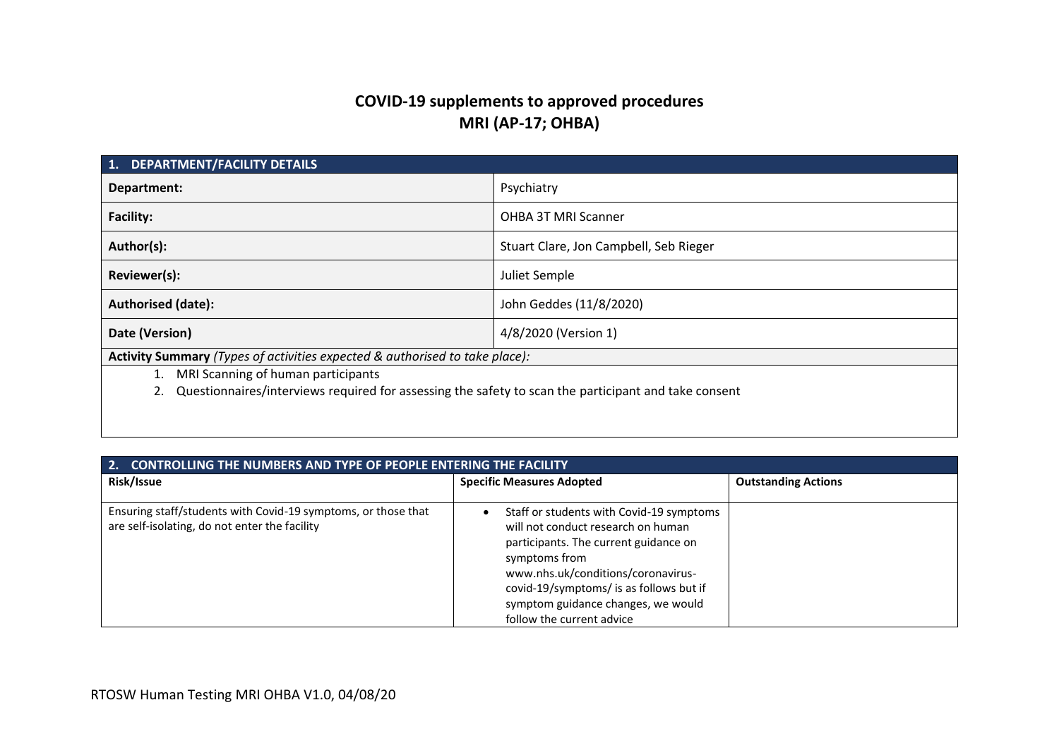# COVID-19 supplements to approved procedures
# MRI (AP-17; OHBA)

| 1. DEPARTMENT/FACILITY DETAILS | |
|---|---|
| **Department:** | Psychiatry |
| **Facility:** | OHBA 3T MRI Scanner |
| **Author(s):** | Stuart Clare, Jon Campbell, Seb Rieger |
| **Reviewer(s):** | Juliet Semple |
| **Authorised (date):** | John Geddes (11/8/2020) |
| **Date (Version)** | 4/8/2020 (Version 1) |

**Activity Summary** *(Types of activities expected & authorised to take place):*

1. MRI Scanning of human participants
2. Questionnaires/interviews required for assessing the safety to scan the participant and take consent

| 2. CONTROLLING THE NUMBERS AND TYPE OF PEOPLE ENTERING THE FACILITY | | |
|---|---|---|
| **Risk/Issue** | **Specific Measures Adopted** | **Outstanding Actions** |
| Ensuring staff/students with Covid-19 symptoms, or those that are self-isolating, do not enter the facility | • Staff or students with Covid-19 symptoms will not conduct research on human participants. The current guidance on symptoms from www.nhs.uk/conditions/coronavirus-covid-19/symptoms/ is as follows but if symptom guidance changes, we would follow the current advice | |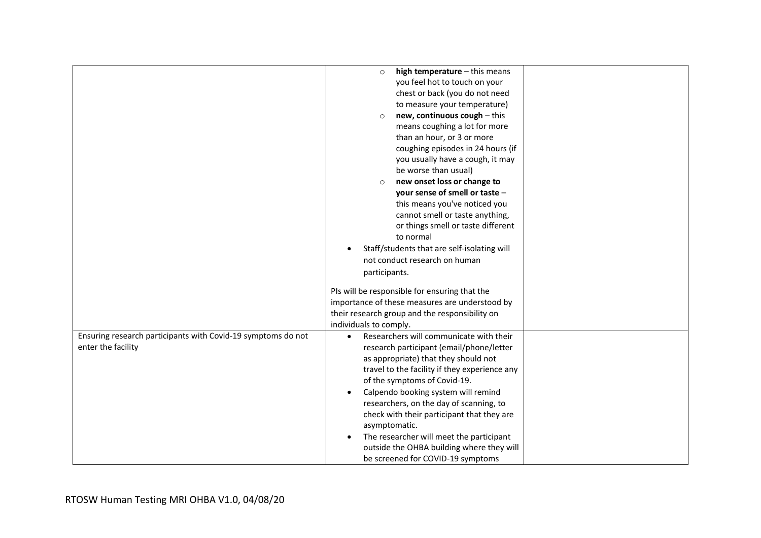| | | |
|---|---|---|
| | <ul><li>**high temperature** – this means you feel hot to touch on your chest or back (you do not need to measure your temperature)</li><li>**new, continuous cough** – this means coughing a lot for more than an hour, or 3 or more coughing episodes in 24 hours (if you usually have a cough, it may be worse than usual)</li><li>**new onset loss or change to your sense of smell or taste** – this means you've noticed you cannot smell or taste anything, or things smell or taste different to normal</li></ul><ul><li>Staff/students that are self-isolating will not conduct research on human participants.</li></ul>PIs will be responsible for ensuring that the importance of these measures are understood by their research group and the responsibility on individuals to comply. | |
| Ensuring research participants with Covid-19 symptoms do not enter the facility | <ul><li>Researchers will communicate with their research participant (email/phone/letter as appropriate) that they should not travel to the facility if they experience any of the symptoms of Covid-19.</li><li>Calpendo booking system will remind researchers, on the day of scanning, to check with their participant that they are asymptomatic.</li><li>The researcher will meet the participant outside the OHBA building where they will be screened for COVID-19 symptoms</li></ul> | |

RTOSW Human Testing MRI OHBA V1.0, 04/08/20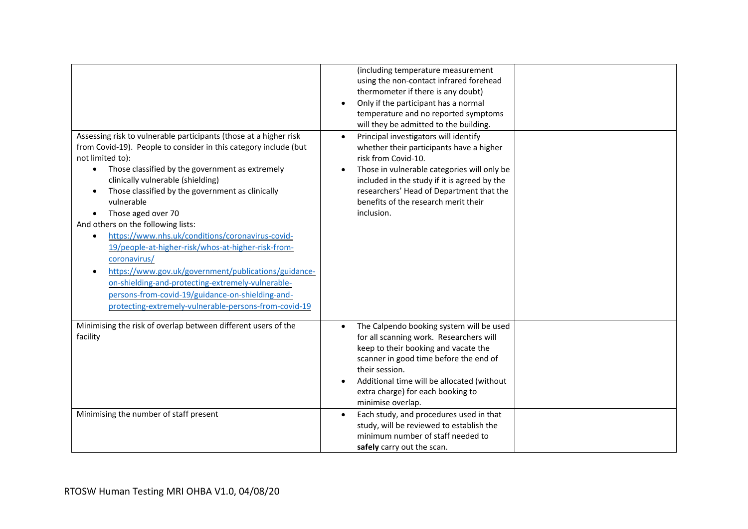| | | |
|---|---|---|
| | (including temperature measurement using the non-contact infrared forehead thermometer if there is any doubt)<br>• Only if the participant has a normal temperature and no reported symptoms will they be admitted to the building. | |
| Assessing risk to vulnerable participants (those at a higher risk from Covid-19). People to consider in this category include (but not limited to):<br>• Those classified by the government as extremely clinically vulnerable (shielding)<br>• Those classified by the government as clinically vulnerable<br>• Those aged over 70<br>And others on the following lists:<br>• https://www.nhs.uk/conditions/coronavirus-covid-19/people-at-higher-risk/whos-at-higher-risk-from-coronavirus/<br>• https://www.gov.uk/government/publications/guidance-on-shielding-and-protecting-extremely-vulnerable-persons-from-covid-19/guidance-on-shielding-and-protecting-extremely-vulnerable-persons-from-covid-19 | • Principal investigators will identify whether their participants have a higher risk from Covid-10.<br>• Those in vulnerable categories will only be included in the study if it is agreed by the researchers' Head of Department that the benefits of the research merit their inclusion. | |
| Minimising the risk of overlap between different users of the facility | • The Calpendo booking system will be used for all scanning work. Researchers will keep to their booking and vacate the scanner in good time before the end of their session.<br>• Additional time will be allocated (without extra charge) for each booking to minimise overlap. | |
| Minimising the number of staff present | • Each study, and procedures used in that study, will be reviewed to establish the minimum number of staff needed to **safely** carry out the scan. | |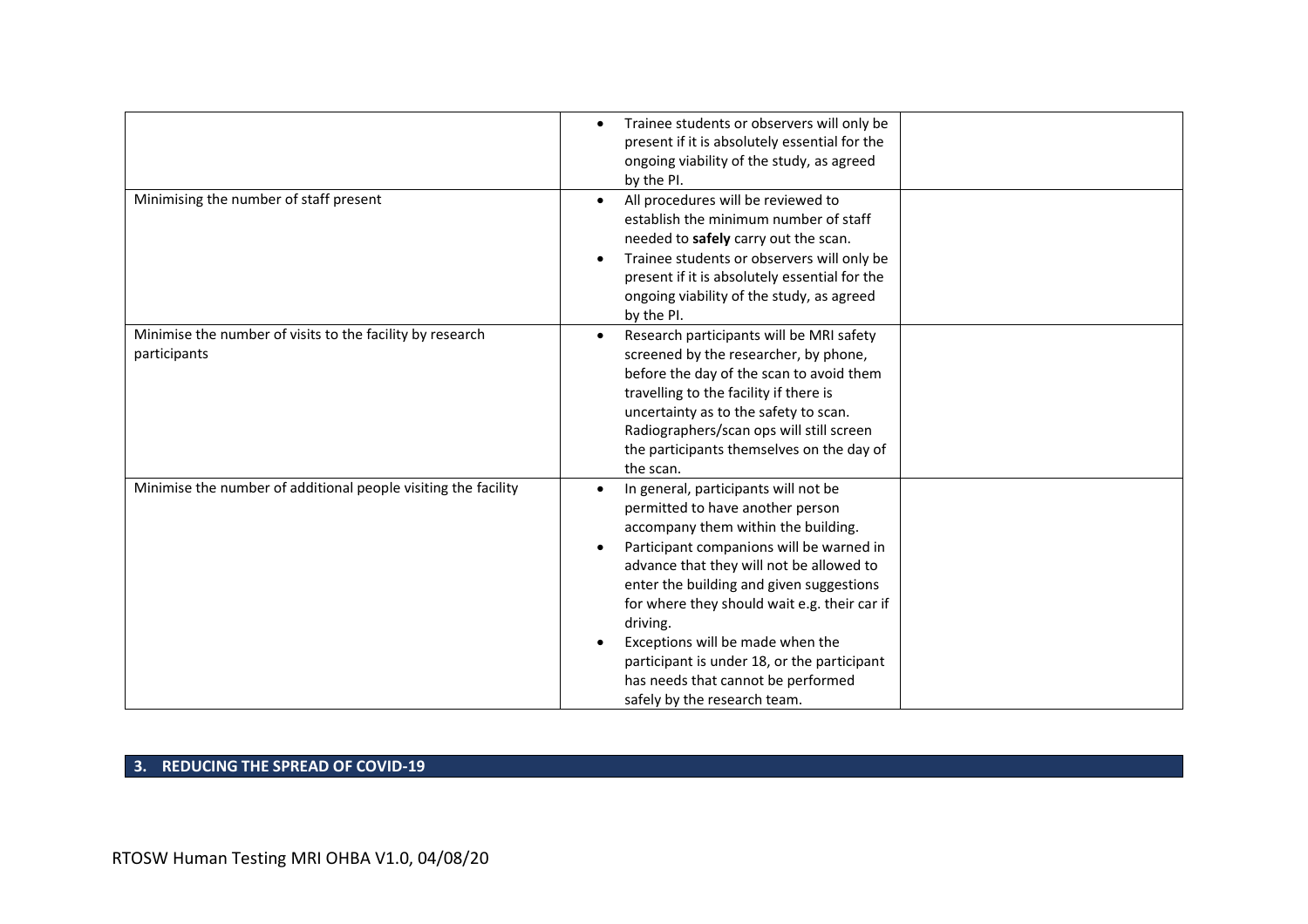| | | |
|---|---|---|
| | • Trainee students or observers will only be present if it is absolutely essential for the ongoing viability of the study, as agreed by the PI. | |
| Minimising the number of staff present | • All procedures will be reviewed to establish the minimum number of staff needed to **safely** carry out the scan.<br>• Trainee students or observers will only be present if it is absolutely essential for the ongoing viability of the study, as agreed by the PI. | |
| Minimise the number of visits to the facility by research participants | • Research participants will be MRI safety screened by the researcher, by phone, before the day of the scan to avoid them travelling to the facility if there is uncertainty as to the safety to scan. Radiographers/scan ops will still screen the participants themselves on the day of the scan. | |
| Minimise the number of additional people visiting the facility | • In general, participants will not be permitted to have another person accompany them within the building.<br>• Participant companions will be warned in advance that they will not be allowed to enter the building and given suggestions for where they should wait e.g. their car if driving.<br>• Exceptions will be made when the participant is under 18, or the participant has needs that cannot be performed safely by the research team. | |

## 3. REDUCING THE SPREAD OF COVID-19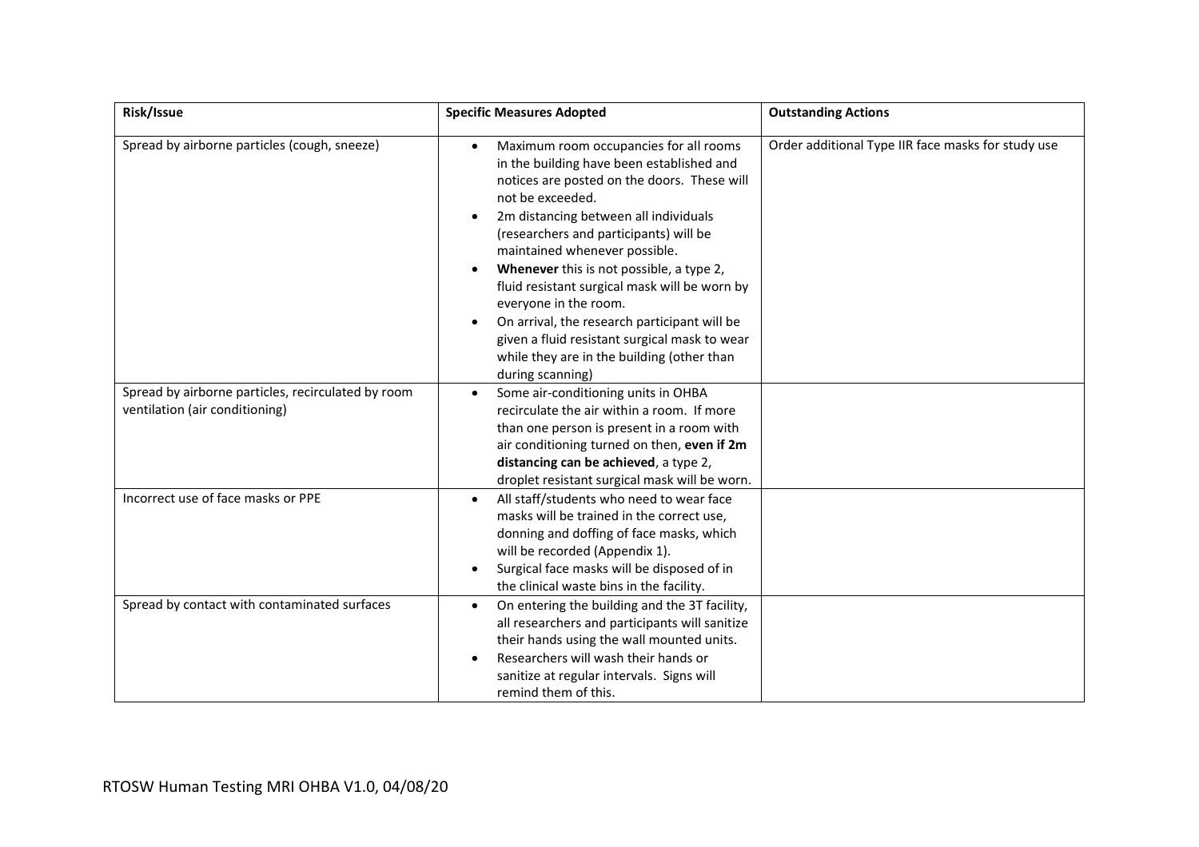| Risk/Issue | Specific Measures Adopted | Outstanding Actions |
| --- | --- | --- |
| Spread by airborne particles (cough, sneeze) | • Maximum room occupancies for all rooms in the building have been established and notices are posted on the doors. These will not be exceeded.<br>• 2m distancing between all individuals (researchers and participants) will be maintained whenever possible.<br>• **Whenever** this is not possible, a type 2, fluid resistant surgical mask will be worn by everyone in the room.<br>• On arrival, the research participant will be given a fluid resistant surgical mask to wear while they are in the building (other than during scanning) | Order additional Type IIR face masks for study use |
| Spread by airborne particles, recirculated by room ventilation (air conditioning) | • Some air-conditioning units in OHBA recirculate the air within a room. If more than one person is present in a room with air conditioning turned on then, **even if 2m distancing can be achieved**, a type 2, droplet resistant surgical mask will be worn. | |
| Incorrect use of face masks or PPE | • All staff/students who need to wear face masks will be trained in the correct use, donning and doffing of face masks, which will be recorded (Appendix 1).<br>• Surgical face masks will be disposed of in the clinical waste bins in the facility. | |
| Spread by contact with contaminated surfaces | • On entering the building and the 3T facility, all researchers and participants will sanitize their hands using the wall mounted units.<br>• Researchers will wash their hands or sanitize at regular intervals. Signs will remind them of this. | |

RTOSW Human Testing MRI OHBA V1.0, 04/08/20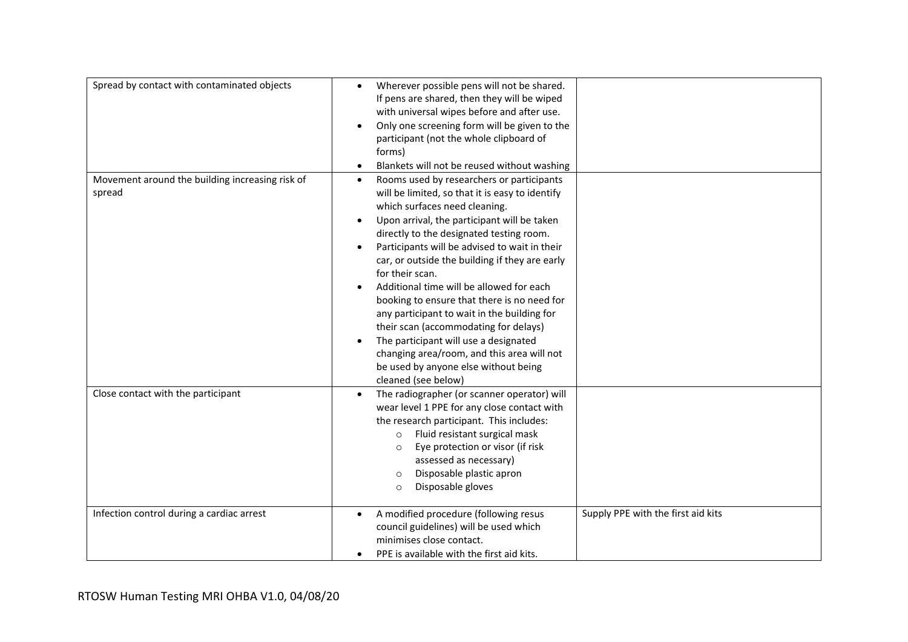| | | |
|---|---|---|
| Spread by contact with contaminated objects | • Wherever possible pens will not be shared. If pens are shared, then they will be wiped with universal wipes before and after use.<br>• Only one screening form will be given to the participant (not the whole clipboard of forms)<br>• Blankets will not be reused without washing | |
| Movement around the building increasing risk of spread | • Rooms used by researchers or participants will be limited, so that it is easy to identify which surfaces need cleaning.<br>• Upon arrival, the participant will be taken directly to the designated testing room.<br>• Participants will be advised to wait in their car, or outside the building if they are early for their scan.<br>• Additional time will be allowed for each booking to ensure that there is no need for any participant to wait in the building for their scan (accommodating for delays)<br>• The participant will use a designated changing area/room, and this area will not be used by anyone else without being cleaned (see below) | |
| Close contact with the participant | • The radiographer (or scanner operator) will wear level 1 PPE for any close contact with the research participant. This includes:<br>  ○ Fluid resistant surgical mask<br>  ○ Eye protection or visor (if risk assessed as necessary)<br>  ○ Disposable plastic apron<br>  ○ Disposable gloves | |
| Infection control during a cardiac arrest | • A modified procedure (following resus council guidelines) will be used which minimises close contact.<br>• PPE is available with the first aid kits. | Supply PPE with the first aid kits |

RTOSW Human Testing MRI OHBA V1.0, 04/08/20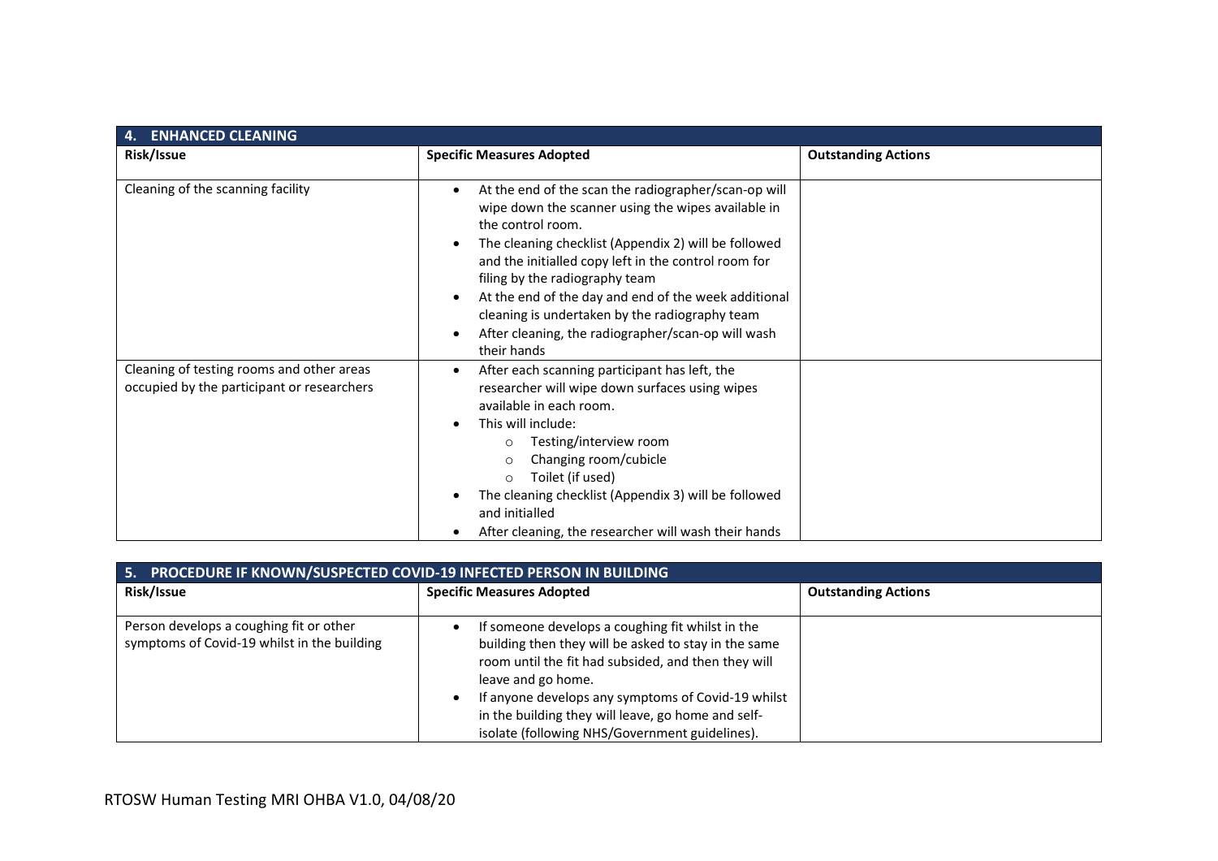| 4. ENHANCED CLEANING | | |
|---|---|---|
| **Risk/Issue** | **Specific Measures Adopted** | **Outstanding Actions** |
| Cleaning of the scanning facility | • At the end of the scan the radiographer/scan-op will wipe down the scanner using the wipes available in the control room.<br>• The cleaning checklist (Appendix 2) will be followed and the initialled copy left in the control room for filing by the radiography team<br>• At the end of the day and end of the week additional cleaning is undertaken by the radiography team<br>• After cleaning, the radiographer/scan-op will wash their hands | |
| Cleaning of testing rooms and other areas occupied by the participant or researchers | • After each scanning participant has left, the researcher will wipe down surfaces using wipes available in each room.<br>• This will include:<br>&nbsp;&nbsp;&nbsp;&nbsp;○ Testing/interview room<br>&nbsp;&nbsp;&nbsp;&nbsp;○ Changing room/cubicle<br>&nbsp;&nbsp;&nbsp;&nbsp;○ Toilet (if used)<br>• The cleaning checklist (Appendix 3) will be followed and initialled<br>• After cleaning, the researcher will wash their hands | |

| 5. PROCEDURE IF KNOWN/SUSPECTED COVID-19 INFECTED PERSON IN BUILDING | | |
|---|---|---|
| **Risk/Issue** | **Specific Measures Adopted** | **Outstanding Actions** |
| Person develops a coughing fit or other symptoms of Covid-19 whilst in the building | • If someone develops a coughing fit whilst in the building then they will be asked to stay in the same room until the fit had subsided, and then they will leave and go home.<br>• If anyone develops any symptoms of Covid-19 whilst in the building they will leave, go home and self-isolate (following NHS/Government guidelines). | |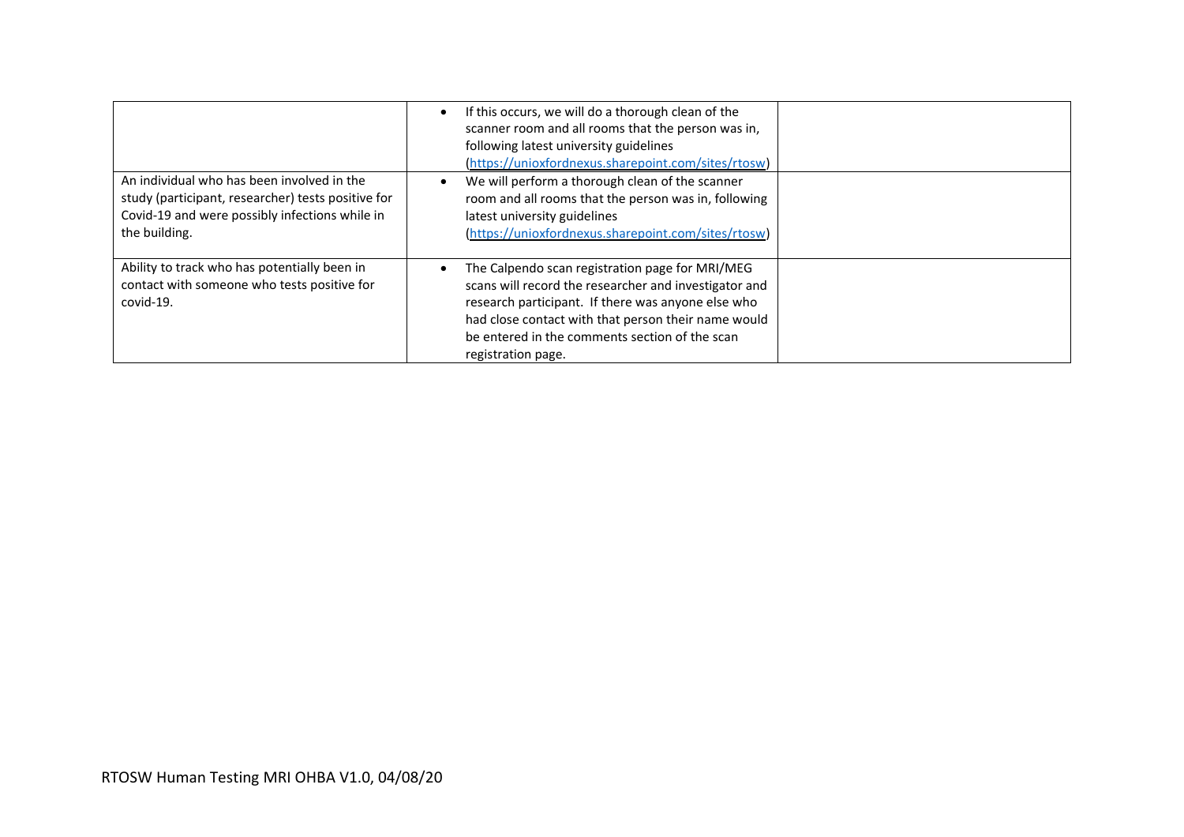| | | |
|---|---|---|
| | • If this occurs, we will do a thorough clean of the scanner room and all rooms that the person was in, following latest university guidelines (https://unioxfordnexus.sharepoint.com/sites/rtosw) | |
| An individual who has been involved in the study (participant, researcher) tests positive for Covid-19 and were possibly infections while in the building. | • We will perform a thorough clean of the scanner room and all rooms that the person was in, following latest university guidelines (https://unioxfordnexus.sharepoint.com/sites/rtosw) | |
| Ability to track who has potentially been in contact with someone who tests positive for covid-19. | • The Calpendo scan registration page for MRI/MEG scans will record the researcher and investigator and research participant. If there was anyone else who had close contact with that person their name would be entered in the comments section of the scan registration page. | |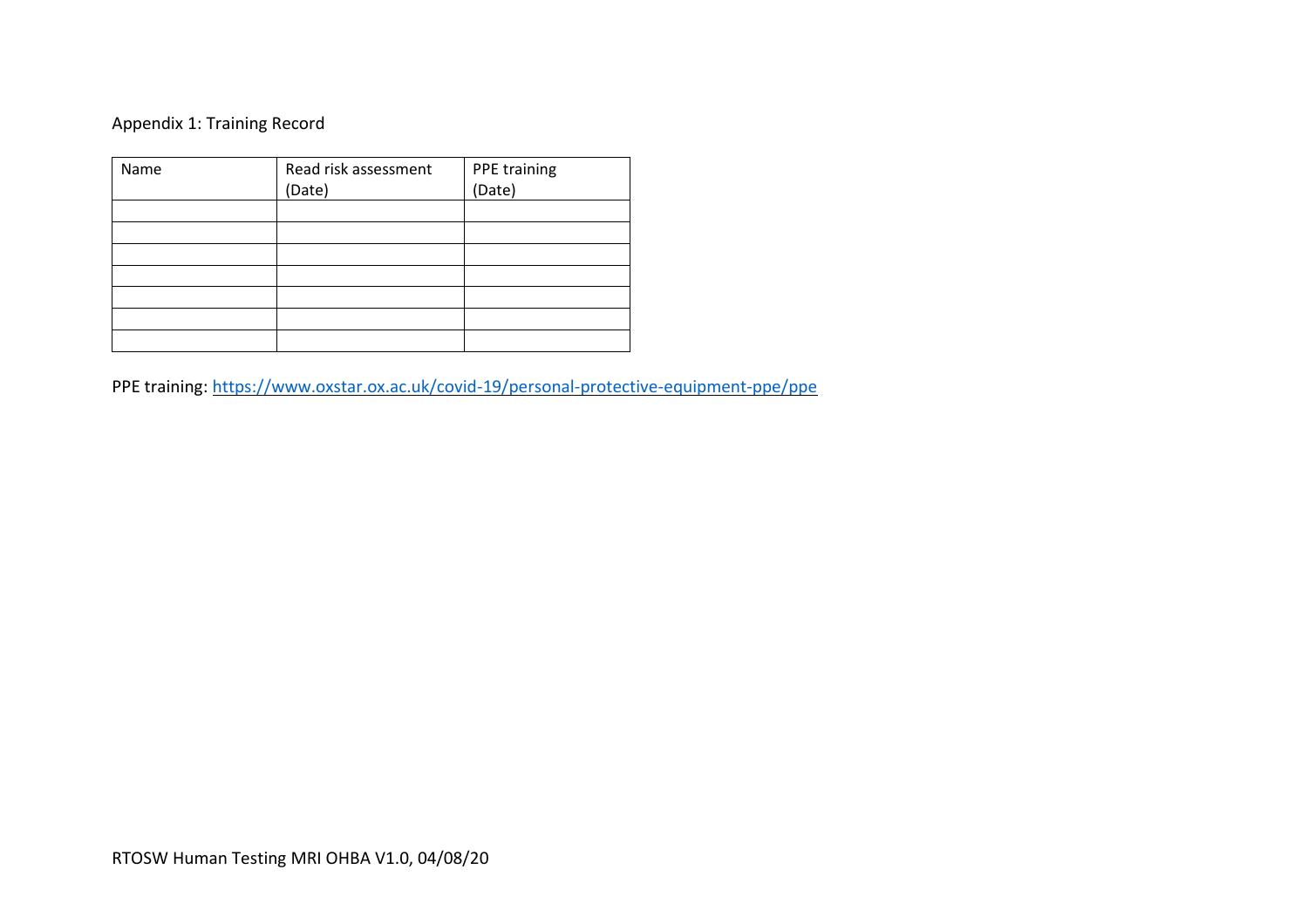Appendix 1: Training Record

| Name | Read risk assessment (Date) | PPE training (Date) |
| --- | --- | --- |
| | | |
| | | |
| | | |
| | | |
| | | |
| | | |
| | | |

PPE training: https://www.oxstar.ox.ac.uk/covid-19/personal-protective-equipment-ppe/ppe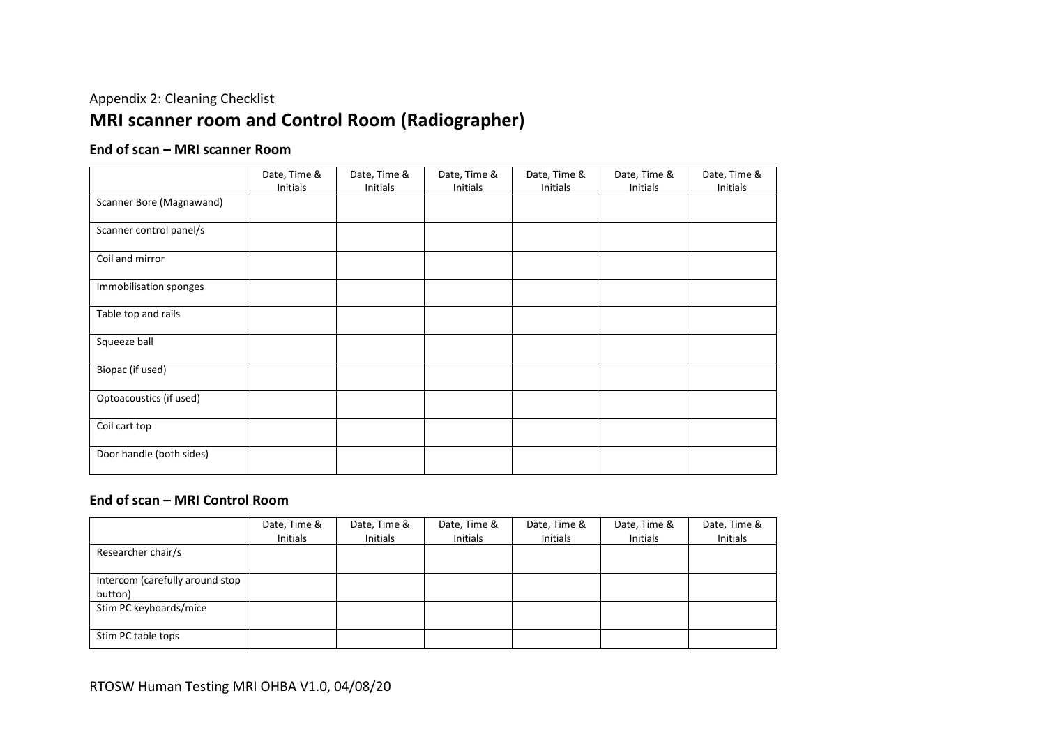Appendix 2: Cleaning Checklist

# MRI scanner room and Control Room (Radiographer)

### End of scan – MRI scanner Room

| | Date, Time & Initials | Date, Time & Initials | Date, Time & Initials | Date, Time & Initials | Date, Time & Initials | Date, Time & Initials |
|---|---|---|---|---|---|---|
| Scanner Bore (Magnawand) | | | | | | |
| Scanner control panel/s | | | | | | |
| Coil and mirror | | | | | | |
| Immobilisation sponges | | | | | | |
| Table top and rails | | | | | | |
| Squeeze ball | | | | | | |
| Biopac (if used) | | | | | | |
| Optoacoustics (if used) | | | | | | |
| Coil cart top | | | | | | |
| Door handle (both sides) | | | | | | |

### End of scan – MRI Control Room

| | Date, Time & Initials | Date, Time & Initials | Date, Time & Initials | Date, Time & Initials | Date, Time & Initials | Date, Time & Initials |
|---|---|---|---|---|---|---|
| Researcher chair/s | | | | | | |
| Intercom (carefully around stop button) | | | | | | |
| Stim PC keyboards/mice | | | | | | |
| Stim PC table tops | | | | | | |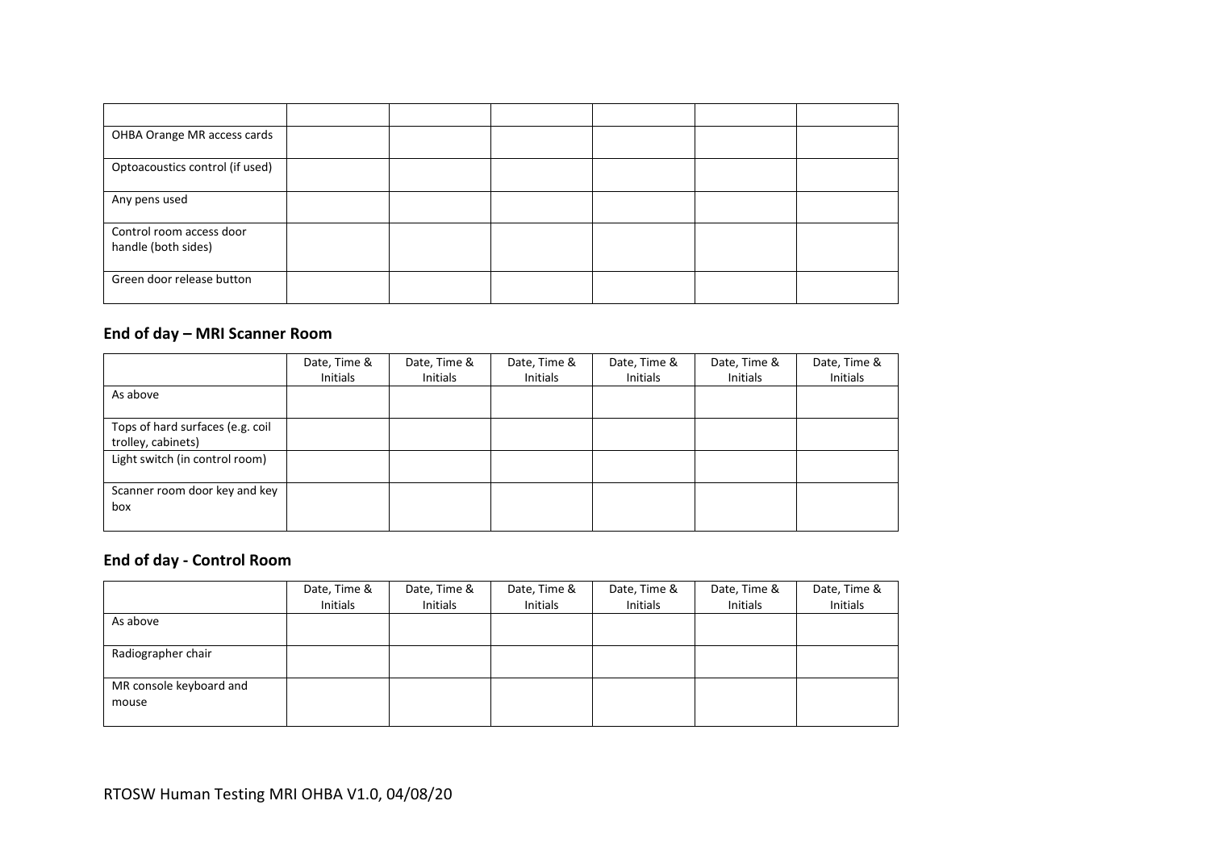| | | | | | | |
|---|---|---|---|---|---|---|
| OHBA Orange MR access cards | | | | | | |
| Optoacoustics control (if used) | | | | | | |
| Any pens used | | | | | | |
| Control room access door handle (both sides) | | | | | | |
| Green door release button | | | | | | |

## End of day – MRI Scanner Room

| | Date, Time & Initials | Date, Time & Initials | Date, Time & Initials | Date, Time & Initials | Date, Time & Initials | Date, Time & Initials |
|---|---|---|---|---|---|---|
| As above | | | | | | |
| Tops of hard surfaces (e.g. coil trolley, cabinets) | | | | | | |
| Light switch (in control room) | | | | | | |
| Scanner room door key and key box | | | | | | |

## End of day - Control Room

| | Date, Time & Initials | Date, Time & Initials | Date, Time & Initials | Date, Time & Initials | Date, Time & Initials | Date, Time & Initials |
|---|---|---|---|---|---|---|
| As above | | | | | | |
| Radiographer chair | | | | | | |
| MR console keyboard and mouse | | | | | | |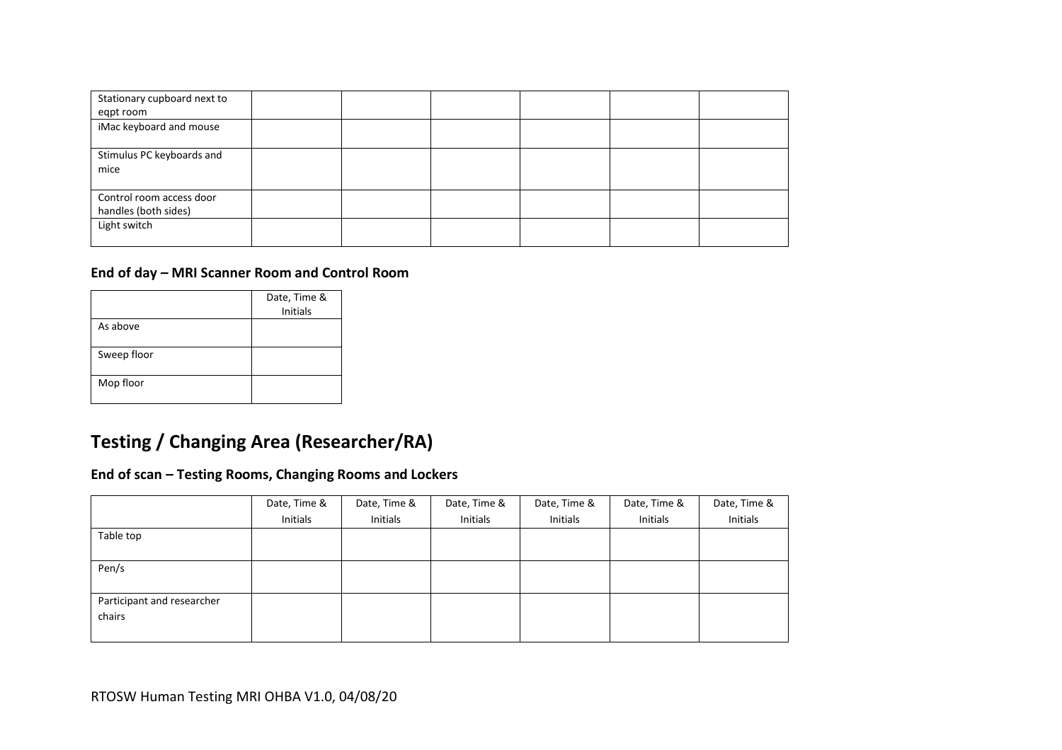| | | | | | | |
|---|---|---|---|---|---|---|
| Stationary cupboard next to eqpt room | | | | | | |
| iMac keyboard and mouse | | | | | | |
| Stimulus PC keyboards and mice | | | | | | |
| Control room access door handles (both sides) | | | | | | |
| Light switch | | | | | | |

### End of day – MRI Scanner Room and Control Room

| | Date, Time & Initials |
|---|---|
| As above | |
| Sweep floor | |
| Mop floor | |

## Testing / Changing Area (Researcher/RA)

### End of scan – Testing Rooms, Changing Rooms and Lockers

| | Date, Time & Initials | Date, Time & Initials | Date, Time & Initials | Date, Time & Initials | Date, Time & Initials | Date, Time & Initials |
|---|---|---|---|---|---|---|
| Table top | | | | | | |
| Pen/s | | | | | | |
| Participant and researcher chairs | | | | | | |

RTOSW Human Testing MRI OHBA V1.0, 04/08/20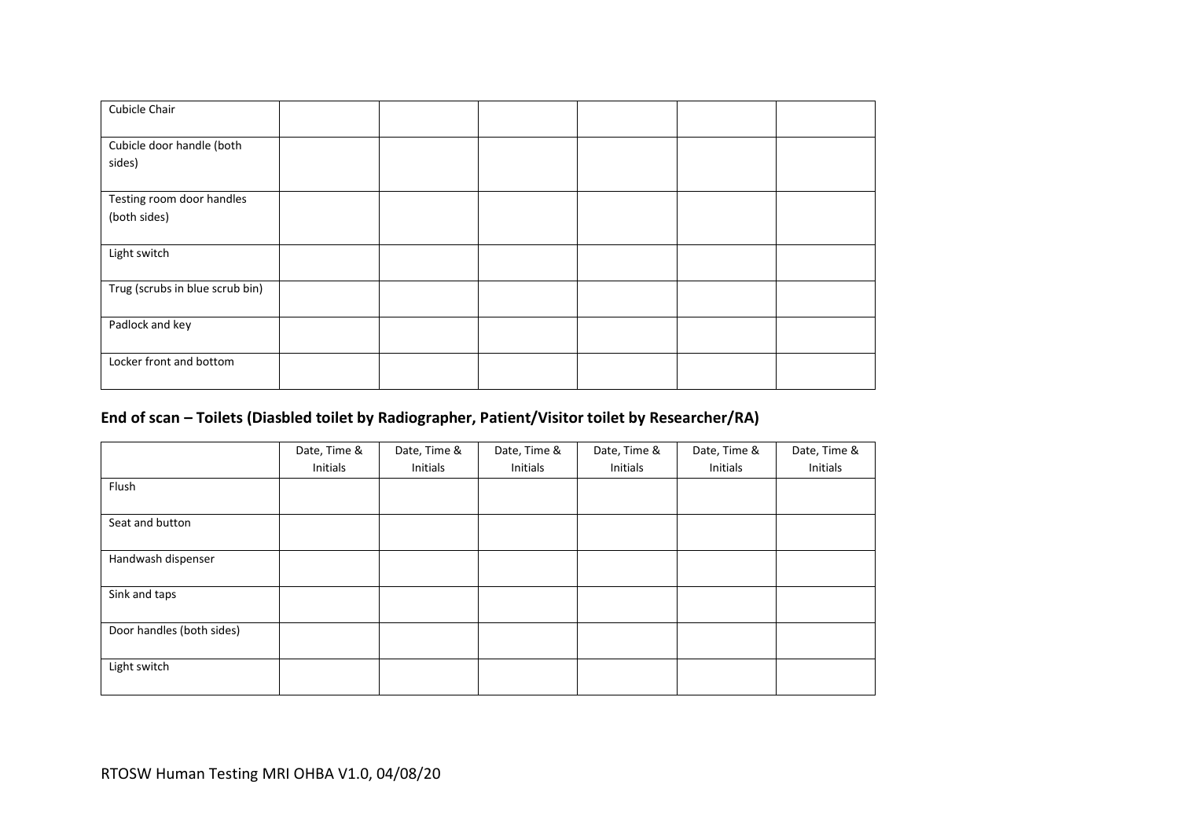| | | | | | | |
|---|---|---|---|---|---|---|
| Cubicle Chair | | | | | | |
| Cubicle door handle (both sides) | | | | | | |
| Testing room door handles (both sides) | | | | | | |
| Light switch | | | | | | |
| Trug (scrubs in blue scrub bin) | | | | | | |
| Padlock and key | | | | | | |
| Locker front and bottom | | | | | | |

**End of scan – Toilets (Diasbled toilet by Radiographer, Patient/Visitor toilet by Researcher/RA)**

| | Date, Time & Initials | Date, Time & Initials | Date, Time & Initials | Date, Time & Initials | Date, Time & Initials | Date, Time & Initials |
|---|---|---|---|---|---|---|
| Flush | | | | | | |
| Seat and button | | | | | | |
| Handwash dispenser | | | | | | |
| Sink and taps | | | | | | |
| Door handles (both sides) | | | | | | |
| Light switch | | | | | | |

RTOSW Human Testing MRI OHBA V1.0, 04/08/20